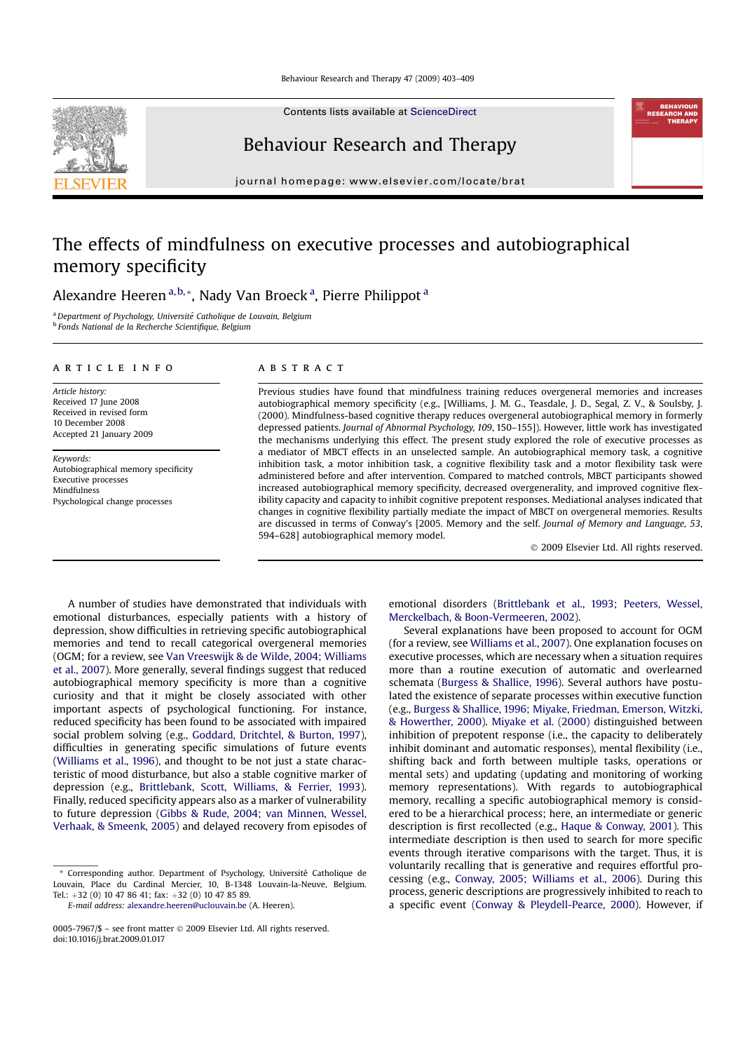# The effects of mindfulness on executive processes and autobiographical memory specificity

Alexandre Heeren [a,b,*], Nady Van Broeck [a], Pierre Philippot [a]

[a] Department of Psychology, Université Catholique de Louvain, Belgium
[b] Fonds National de la Recherche Scientifique, Belgium

## ARTICLE INFO

*Article history:*
Received 17 June 2008
Received in revised form
10 December 2008
Accepted 21 January 2009

*Keywords:*
Autobiographical memory specificity
Executive processes
Mindfulness
Psychological change processes

## ABSTRACT

Previous studies have found that mindfulness training reduces overgeneral memories and increases autobiographical memory specificity (e.g., [Williams, J. M. G., Teasdale, J. D., Segal, Z. V., & Soulsby, J. (2000). Mindfulness-based cognitive therapy reduces overgeneral autobiographical memory in formerly depressed patients. *Journal of Abnormal Psychology, 109*, 150–155]). However, little work has investigated the mechanisms underlying this effect. The present study explored the role of executive processes as a mediator of MBCT effects in an unselected sample. An autobiographical memory task, a cognitive inhibition task, a motor inhibition task, a cognitive flexibility task and a motor flexibility task were administered before and after intervention. Compared to matched controls, MBCT participants showed increased autobiographical memory specificity, decreased overgenerality, and improved cognitive flexibility capacity and capacity to inhibit cognitive prepotent responses. Mediational analyses indicated that changes in cognitive flexibility partially mediate the impact of MBCT on overgeneral memories. Results are discussed in terms of Conway's [2005. Memory and the self. *Journal of Memory and Language, 53*, 594–628] autobiographical memory model.

© 2009 Elsevier Ltd. All rights reserved.

A number of studies have demonstrated that individuals with emotional disturbances, especially patients with a history of depression, show difficulties in retrieving specific autobiographical memories and tend to recall categorical overgeneral memories (OGM; for a review, see Van Vreeswijk & de Wilde, 2004; Williams et al., 2007). More generally, several findings suggest that reduced autobiographical memory specificity is more than a cognitive curiosity and that it might be closely associated with other important aspects of psychological functioning. For instance, reduced specificity has been found to be associated with impaired social problem solving (e.g., Goddard, Dritchel, & Burton, 1997), difficulties in generating specific simulations of future events (Williams et al., 1996), and thought to be not just a state characteristic of mood disturbance, but also a stable cognitive marker of depression (e.g., Brittlebank, Scott, Williams, & Ferrier, 1993). Finally, reduced specificity appears also as a marker of vulnerability to future depression (Gibbs & Rude, 2004; van Minnen, Wessel, Verhaak, & Smeenk, 2005) and delayed recovery from episodes of emotional disorders (Brittlebank et al., 1993; Peeters, Wessel, Merckelbach, & Boon-Vermeeren, 2002).

Several explanations have been proposed to account for OGM (for a review, see Williams et al., 2007). One explanation focuses on executive processes, which are necessary when a situation requires more than a routine execution of automatic and overlearned schemata (Burgess & Shallice, 1996). Several authors have postulated the existence of separate processes within executive function (e.g., Burgess & Shallice, 1996; Miyake, Friedman, Emerson, Witzki, & Howerther, 2000). Miyake et al. (2000) distinguished between inhibition of prepotent response (i.e., the capacity to deliberately inhibit dominant and automatic responses), mental flexibility (i.e., shifting back and forth between multiple tasks, operations or mental sets) and updating (updating and monitoring of working memory representations). With regards to autobiographical memory, recalling a specific autobiographical memory is considered to be a hierarchical process; here, an intermediate or generic description is first recollected (e.g., Haque & Conway, 2001). This intermediate description is then used to search for more specific events through iterative comparisons with the target. Thus, it is voluntarily recalling that is generative and requires effortful processing (e.g., Conway, 2005; Williams et al., 2006). During this process, generic descriptions are progressively inhibited to reach to a specific event (Conway & Pleydell-Pearce, 2000). However, if

* Corresponding author. Department of Psychology, Université Catholique de Louvain, Place du Cardinal Mercier, 10, B-1348 Louvain-la-Neuve, Belgium. Tel.: +32 (0) 10 47 86 41; fax: +32 (0) 10 47 85 89.
E-mail address: alexandre.heeren@uclouvain.be (A. Heeren).

0005-7967/$ – see front matter © 2009 Elsevier Ltd. All rights reserved.
doi:10.1016/j.brat.2009.01.017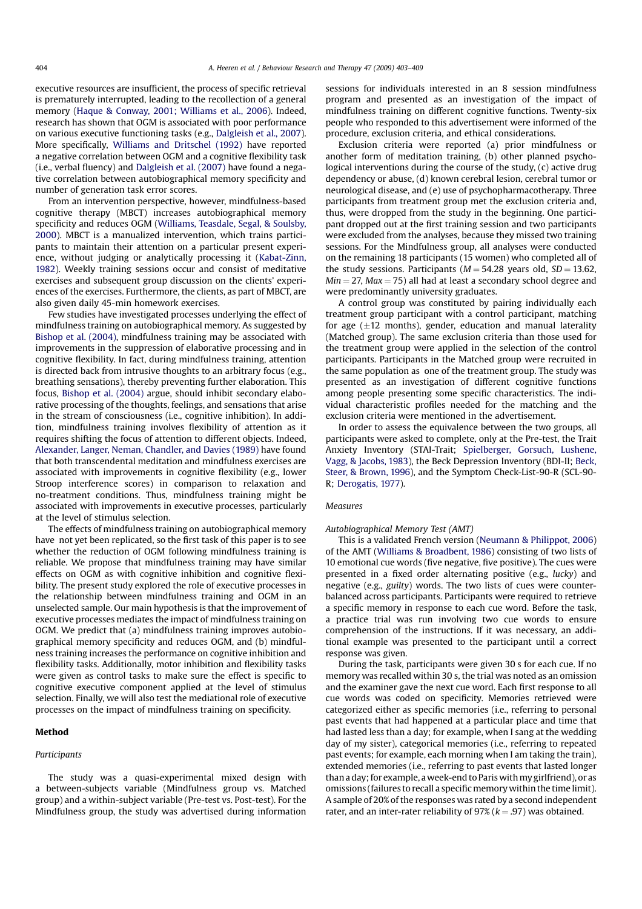executive resources are insufficient, the process of specific retrieval is prematurely interrupted, leading to the recollection of a general memory (Haque & Conway, 2001; Williams et al., 2006). Indeed, research has shown that OGM is associated with poor performance on various executive functioning tasks (e.g., Dalgleish et al., 2007). More specifically, Williams and Dritschel (1992) have reported a negative correlation between OGM and a cognitive flexibility task (i.e., verbal fluency) and Dalgleish et al. (2007) have found a negative correlation between autobiographical memory specificity and number of generation task error scores.

From an intervention perspective, however, mindfulness-based cognitive therapy (MBCT) increases autobiographical memory specificity and reduces OGM (Williams, Teasdale, Segal, & Soulsby, 2000). MBCT is a manualized intervention, which trains participants to maintain their attention on a particular present experience, without judging or analytically processing it (Kabat-Zinn, 1982). Weekly training sessions occur and consist of meditative exercises and subsequent group discussion on the clients' experiences of the exercises. Furthermore, the clients, as part of MBCT, are also given daily 45-min homework exercises.

Few studies have investigated processes underlying the effect of mindfulness training on autobiographical memory. As suggested by Bishop et al. (2004), mindfulness training may be associated with improvements in the suppression of elaborative processing and in cognitive flexibility. In fact, during mindfulness training, attention is directed back from intrusive thoughts to an arbitrary focus (e.g., breathing sensations), thereby preventing further elaboration. This focus, Bishop et al. (2004) argue, should inhibit secondary elaborative processing of the thoughts, feelings, and sensations that arise in the stream of consciousness (i.e., cognitive inhibition). In addition, mindfulness training involves flexibility of attention as it requires shifting the focus of attention to different objects. Indeed, Alexander, Langer, Neman, Chandler, and Davies (1989) have found that both transcendental meditation and mindfulness exercises are associated with improvements in cognitive flexibility (e.g., lower Stroop interference scores) in comparison to relaxation and no-treatment conditions. Thus, mindfulness training might be associated with improvements in executive processes, particularly at the level of stimulus selection.

The effects of mindfulness training on autobiographical memory have not yet been replicated, so the first task of this paper is to see whether the reduction of OGM following mindfulness training is reliable. We propose that mindfulness training may have similar effects on OGM as with cognitive inhibition and cognitive flexibility. The present study explored the role of executive processes in the relationship between mindfulness training and OGM in an unselected sample. Our main hypothesis is that the improvement of executive processes mediates the impact of mindfulness training on OGM. We predict that (a) mindfulness training improves autobiographical memory specificity and reduces OGM, and (b) mindfulness training increases the performance on cognitive inhibition and flexibility tasks. Additionally, motor inhibition and flexibility tasks were given as control tasks to make sure the effect is specific to cognitive executive component applied at the level of stimulus selection. Finally, we will also test the mediational role of executive processes on the impact of mindfulness training on specificity.

## Method

### Participants

The study was a quasi-experimental mixed design with a between-subjects variable (Mindfulness group vs. Matched group) and a within-subject variable (Pre-test vs. Post-test). For the Mindfulness group, the study was advertised during information sessions for individuals interested in an 8 session mindfulness program and presented as an investigation of the impact of mindfulness training on different cognitive functions. Twenty-six people who responded to this advertisement were informed of the procedure, exclusion criteria, and ethical considerations.

Exclusion criteria were reported (a) prior mindfulness or another form of meditation training, (b) other planned psychological interventions during the course of the study, (c) active drug dependency or abuse, (d) known cerebral lesion, cerebral tumor or neurological disease, and (e) use of psychopharmacotherapy. Three participants from treatment group met the exclusion criteria and, thus, were dropped from the study in the beginning. One participant dropped out at the first training session and two participants were excluded from the analyses, because they missed two training sessions. For the Mindfulness group, all analyses were conducted on the remaining 18 participants (15 women) who completed all of the study sessions. Participants ($M = 54.28$ years old, $SD = 13.62$, $Min = 27$, $Max = 75$) all had at least a secondary school degree and were predominantly university graduates.

A control group was constituted by pairing individually each treatment group participant with a control participant, matching for age (±12 months), gender, education and manual laterality (Matched group). The same exclusion criteria than those used for the treatment group were applied in the selection of the control participants. Participants in the Matched group were recruited in the same population as one of the treatment group. The study was presented as an investigation of different cognitive functions among people presenting some specific characteristics. The individual characteristic profiles needed for the matching and the exclusion criteria were mentioned in the advertisement.

In order to assess the equivalence between the two groups, all participants were asked to complete, only at the Pre-test, the Trait Anxiety Inventory (STAI-Trait; Spielberger, Gorsuch, Lushene, Vagg, & Jacobs, 1983), the Beck Depression Inventory (BDI-II; Beck, Steer, & Brown, 1996), and the Symptom Check-List-90-R (SCL-90-R; Derogatis, 1977).

### Measures

#### Autobiographical Memory Test (AMT)

This is a validated French version (Neumann & Philippot, 2006) of the AMT (Williams & Broadbent, 1986) consisting of two lists of 10 emotional cue words (five negative, five positive). The cues were presented in a fixed order alternating positive (e.g., *lucky*) and negative (e.g., *guilty*) words. The two lists of cues were counterbalanced across participants. Participants were required to retrieve a specific memory in response to each cue word. Before the task, a practice trial was run involving two cue words to ensure comprehension of the instructions. If it was necessary, an additional example was presented to the participant until a correct response was given.

During the task, participants were given 30 s for each cue. If no memory was recalled within 30 s, the trial was noted as an omission and the examiner gave the next cue word. Each first response to all cue words was coded on specificity. Memories retrieved were categorized either as specific memories (i.e., referring to personal past events that had happened at a particular place and time that had lasted less than a day; for example, when I sang at the wedding day of my sister), categorical memories (i.e., referring to repeated past events; for example, each morning when I am taking the train), extended memories (i.e., referring to past events that lasted longer than a day; for example, a week-end to Paris with my girlfriend), or as omissions (failures to recall a specific memory within the time limit). A sample of 20% of the responses was rated by a second independent rater, and an inter-rater reliability of 97% ($k = .97$) was obtained.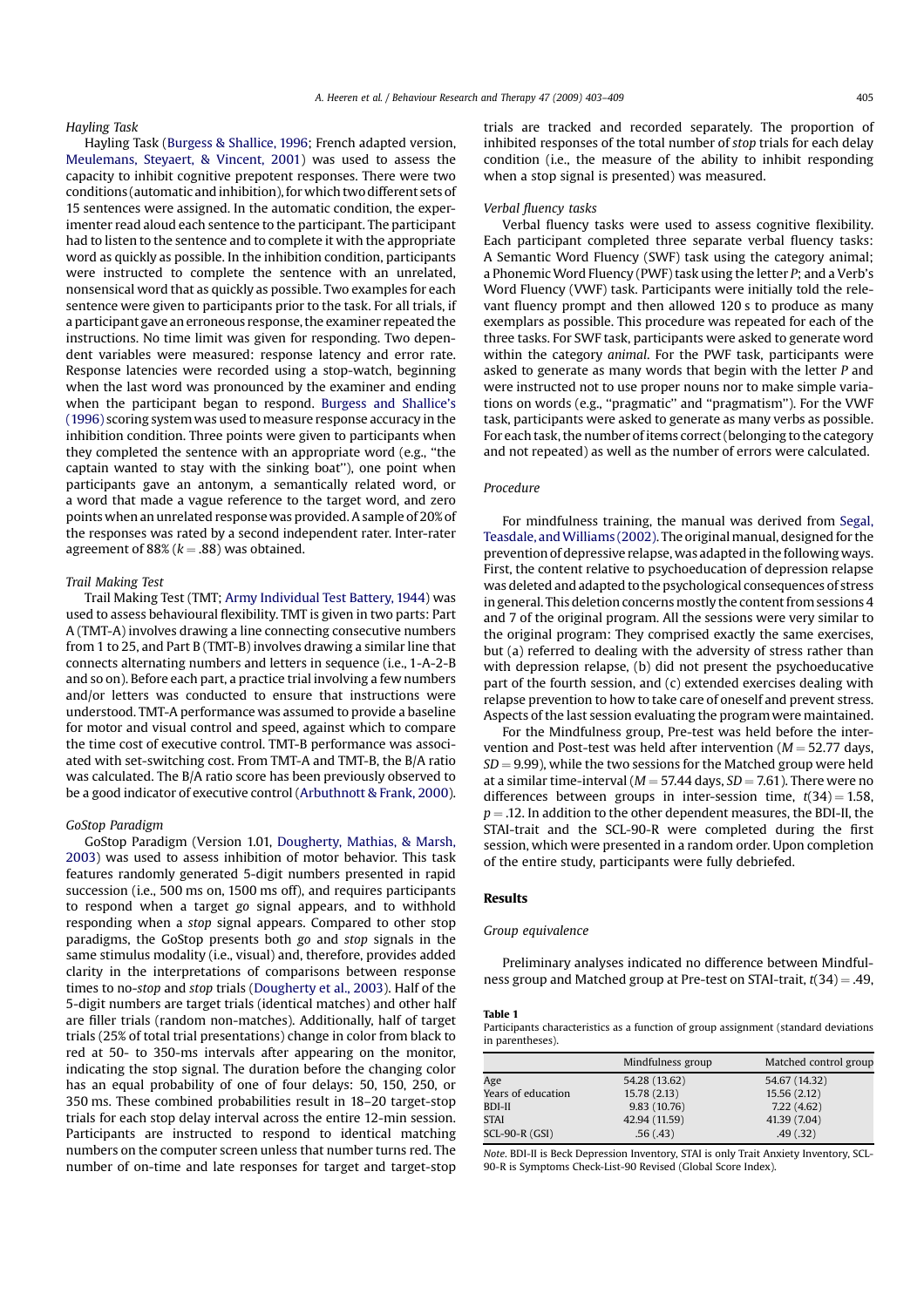### Hayling Task

Hayling Task (Burgess & Shallice, 1996; French adapted version, Meulemans, Steyaert, & Vincent, 2001) was used to assess the capacity to inhibit cognitive prepotent responses. There were two conditions (automatic and inhibition), for which two different sets of 15 sentences were assigned. In the automatic condition, the experimenter read aloud each sentence to the participant. The participant had to listen to the sentence and to complete it with the appropriate word as quickly as possible. In the inhibition condition, participants were instructed to complete the sentence with an unrelated, nonsensical word that as quickly as possible. Two examples for each sentence were given to participants prior to the task. For all trials, if a participant gave an erroneous response, the examiner repeated the instructions. No time limit was given for responding. Two dependent variables were measured: response latency and error rate. Response latencies were recorded using a stop-watch, beginning when the last word was pronounced by the examiner and ending when the participant began to respond. Burgess and Shallice's (1996) scoring system was used to measure response accuracy in the inhibition condition. Three points were given to participants when they completed the sentence with an appropriate word (e.g., "the captain wanted to stay with the sinking boat"), one point when participants gave an antonym, a semantically related word, or a word that made a vague reference to the target word, and zero points when an unrelated response was provided. A sample of 20% of the responses was rated by a second independent rater. Inter-rater agreement of 88% ($k = .88$) was obtained.

### Trail Making Test

Trail Making Test (TMT; Army Individual Test Battery, 1944) was used to assess behavioural flexibility. TMT is given in two parts: Part A (TMT-A) involves drawing a line connecting consecutive numbers from 1 to 25, and Part B (TMT-B) involves drawing a similar line that connects alternating numbers and letters in sequence (i.e., 1-A-2-B and so on). Before each part, a practice trial involving a few numbers and/or letters was conducted to ensure that instructions were understood. TMT-A performance was assumed to provide a baseline for motor and visual control and speed, against which to compare the time cost of executive control. TMT-B performance was associated with set-switching cost. From TMT-A and TMT-B, the B/A ratio was calculated. The B/A ratio score has been previously observed to be a good indicator of executive control (Arbuthnott & Frank, 2000).

### GoStop Paradigm

GoStop Paradigm (Version 1.01, Dougherty, Mathias, & Marsh, 2003) was used to assess inhibition of motor behavior. This task features randomly generated 5-digit numbers presented in rapid succession (i.e., 500 ms on, 1500 ms off), and requires participants to respond when a target *go* signal appears, and to withhold responding when a *stop* signal appears. Compared to other stop paradigms, the GoStop presents both *go* and *stop* signals in the same stimulus modality (i.e., visual) and, therefore, provides added clarity in the interpretations of comparisons between response times to no-*stop* and *stop* trials (Dougherty et al., 2003). Half of the 5-digit numbers are target trials (identical matches) and other half are filler trials (random non-matches). Additionally, half of target trials (25% of total trial presentations) change in color from black to red at 50- to 350-ms intervals after appearing on the monitor, indicating the stop signal. The duration before the changing color has an equal probability of one of four delays: 50, 150, 250, or 350 ms. These combined probabilities result in 18–20 target-stop trials for each stop delay interval across the entire 12-min session. Participants are instructed to respond to identical matching numbers on the computer screen unless that number turns red. The number of on-time and late responses for target and target-stop trials are tracked and recorded separately. The proportion of inhibited responses of the total number of *stop* trials for each delay condition (i.e., the measure of the ability to inhibit responding when a stop signal is presented) was measured.

### Verbal fluency tasks

Verbal fluency tasks were used to assess cognitive flexibility. Each participant completed three separate verbal fluency tasks: A Semantic Word Fluency (SWF) task using the category animal; a Phonemic Word Fluency (PWF) task using the letter *P*; and a Verb's Word Fluency (VWF) task. Participants were initially told the relevant fluency prompt and then allowed 120 s to produce as many exemplars as possible. This procedure was repeated for each of the three tasks. For SWF task, participants were asked to generate word within the category *animal*. For the PWF task, participants were asked to generate as many words that begin with the letter *P* and were instructed not to use proper nouns nor to make simple variations on words (e.g., "pragmatic" and "pragmatism"). For the VWF task, participants were asked to generate as many verbs as possible. For each task, the number of items correct (belonging to the category and not repeated) as well as the number of errors were calculated.

### Procedure

For mindfulness training, the manual was derived from Segal, Teasdale, and Williams (2002). The original manual, designed for the prevention of depressive relapse, was adapted in the following ways. First, the content relative to psychoeducation of depression relapse was deleted and adapted to the psychological consequences of stress in general. This deletion concerns mostly the content from sessions 4 and 7 of the original program. All the sessions were very similar to the original program: They comprised exactly the same exercises, but (a) referred to dealing with the adversity of stress rather than with depression relapse, (b) did not present the psychoeducative part of the fourth session, and (c) extended exercises dealing with relapse prevention to how to take care of oneself and prevent stress. Aspects of the last session evaluating the program were maintained.

For the Mindfulness group, Pre-test was held before the intervention and Post-test was held after intervention ($M = 52.77$ days, $SD = 9.99$), while the two sessions for the Matched group were held at a similar time-interval ($M = 57.44$ days, $SD = 7.61$). There were no differences between groups in inter-session time, $t(34) = 1.58$, $p = .12$. In addition to the other dependent measures, the BDI-II, the STAI-trait and the SCL-90-R were completed during the first session, which were presented in a random order. Upon completion of the entire study, participants were fully debriefed.

## Results

### Group equivalence

Preliminary analyses indicated no difference between Mindfulness group and Matched group at Pre-test on STAI-trait, $t(34) = .49$,

**Table 1**
Participants characteristics as a function of group assignment (standard deviations in parentheses).

| | Mindfulness group | Matched control group |
|---|---|---|
| Age | 54.28 (13.62) | 54.67 (14.32) |
| Years of education | 15.78 (2.13) | 15.56 (2.12) |
| BDI-II | 9.83 (10.76) | 7.22 (4.62) |
| STAI | 42.94 (11.59) | 41.39 (7.04) |
| SCL-90-R (GSI) | .56 (.43) | .49 (.32) |

*Note.* BDI-II is Beck Depression Inventory, STAI is only Trait Anxiety Inventory, SCL-90-R is Symptoms Check-List-90 Revised (Global Score Index).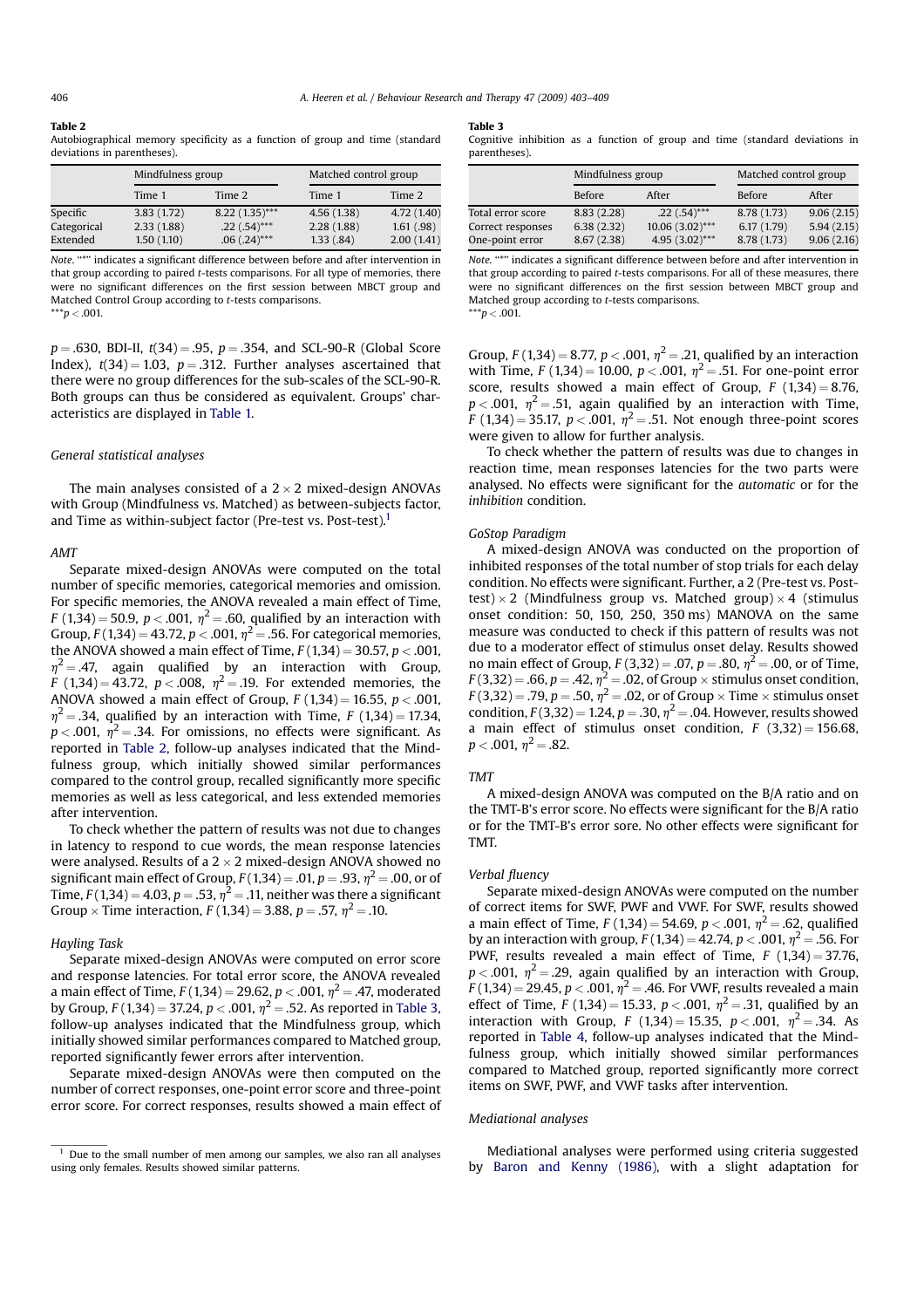**Table 2**
Autobiographical memory specificity as a function of group and time (standard deviations in parentheses).

| | Mindfulness group | | Matched control group | |
|---|---|---|---|---|
| | Time 1 | Time 2 | Time 1 | Time 2 |
| Specific | 3.83 (1.72) | 8.22 (1.35)*** | 4.56 (1.38) | 4.72 (1.40) |
| Categorical | 2.33 (1.88) | .22 (.54)*** | 2.28 (1.88) | 1.61 (.98) |
| Extended | 1.50 (1.10) | .06 (.24)*** | 1.33 (.84) | 2.00 (1.41) |

*Note.* "*" indicates a significant difference between before and after intervention in that group according to paired *t*-tests comparisons. For all type of memories, there were no significant differences on the first session between MBCT group and Matched Control Group according to *t*-tests comparisons.
***$p < .001$.

$p = .630$, BDI-II, $t(34) = .95$, $p = .354$, and SCL-90-R (Global Score Index), $t(34) = 1.03$, $p = .312$. Further analyses ascertained that there were no group differences for the sub-scales of the SCL-90-R. Both groups can thus be considered as equivalent. Groups' characteristics are displayed in Table 1.

### General statistical analyses

The main analyses consisted of a 2 × 2 mixed-design ANOVAs with Group (Mindfulness vs. Matched) as between-subjects factor, and Time as within-subject factor (Pre-test vs. Post-test).[1]

### AMT

Separate mixed-design ANOVAs were computed on the total number of specific memories, categorical memories and omission. For specific memories, the ANOVA revealed a main effect of Time, $F(1,34) = 50.9$, $p < .001$, $\eta^2 = .60$, qualified by an interaction with Group, $F(1,34) = 43.72$, $p < .001$, $\eta^2 = .56$. For categorical memories, the ANOVA showed a main effect of Time, $F(1,34) = 30.57$, $p < .001$, $\eta^2 = .47$, again qualified by an interaction with Group, $F(1,34) = 43.72$, $p < .008$, $\eta^2 = .19$. For extended memories, the ANOVA showed a main effect of Group, $F(1,34) = 16.55$, $p < .001$, $\eta^2 = .34$, qualified by an interaction with Time, $F(1,34) = 17.34$, $p < .001$, $\eta^2 = .34$. For omissions, no effects were significant. As reported in Table 2, follow-up analyses indicated that the Mindfulness group, which initially showed similar performances compared to the control group, recalled significantly more specific memories as well as less categorical, and less extended memories after intervention.

To check whether the pattern of results was not due to changes in latency to respond to cue words, the mean response latencies were analysed. Results of a 2 × 2 mixed-design ANOVA showed no significant main effect of Group, $F(1,34) = .01$, $p = .93$, $\eta^2 = .00$, or of Time, $F(1,34) = 4.03$, $p = .53$, $\eta^2 = .11$, neither was there a significant Group × Time interaction, $F(1,34) = 3.88$, $p = .57$, $\eta^2 = .10$.

### Hayling Task

Separate mixed-design ANOVAs were computed on error score and response latencies. For total error score, the ANOVA revealed a main effect of Time, $F(1,34) = 29.62$, $p < .001$, $\eta^2 = .47$, moderated by Group, $F(1,34) = 37.24$, $p < .001$, $\eta^2 = .52$. As reported in Table 3, follow-up analyses indicated that the Mindfulness group, which initially showed similar performances compared to Matched group, reported significantly fewer errors after intervention.

Separate mixed-design ANOVAs were then computed on the number of correct responses, one-point error score and three-point error score. For correct responses, results showed a main effect of Group, $F(1,34) = 8.77$, $p < .001$, $\eta^2 = .21$, qualified by an interaction with Time, $F(1,34) = 10.00$, $p < .001$, $\eta^2 = .51$. For one-point error score, results showed a main effect of Group, $F(1,34) = 8.76$, $p < .001$, $\eta^2 = .51$, again qualified by an interaction with Time, $F(1,34) = 35.17$, $p < .001$, $\eta^2 = .51$. Not enough three-point scores were given to allow for further analysis.

**Table 3**
Cognitive inhibition as a function of group and time (standard deviations in parentheses).

| | Mindfulness group | | Matched control group | |
|---|---|---|---|---|
| | Before | After | Before | After |
| Total error score | 8.83 (2.28) | .22 (.54)*** | 8.78 (1.73) | 9.06 (2.15) |
| Correct responses | 6.38 (2.32) | 10.06 (3.02)*** | 6.17 (1.79) | 5.94 (2.15) |
| One-point error | 8.67 (2.38) | 4.95 (3.02)*** | 8.78 (1.73) | 9.06 (2.16) |

*Note.* "*" indicates a significant difference between before and after intervention in that group according to paired *t*-tests comparisons. For all of these measures, there were no significant differences on the first session between MBCT group and Matched group according to *t*-tests comparisons.
***$p < .001$.

To check whether the pattern of results was due to changes in reaction time, mean responses latencies for the two parts were analysed. No effects were significant for the *automatic* or for the *inhibition* condition.

### GoStop Paradigm

A mixed-design ANOVA was conducted on the proportion of inhibited responses of the total number of stop trials for each delay condition. No effects were significant. Further, a 2 (Pre-test vs. Post-test) × 2 (Mindfulness group vs. Matched group) × 4 (stimulus onset condition: 50, 150, 250, 350 ms) MANOVA on the same measure was conducted to check if this pattern of results was not due to a moderator effect of stimulus onset delay. Results showed no main effect of Group, $F(3,32) = .07$, $p = .80$, $\eta^2 = .00$, or of Time, $F(3,32) = .66$, $p = .42$, $\eta^2 = .02$, of Group × stimulus onset condition, $F(3,32) = .79$, $p = .50$, $\eta^2 = .02$, or of Group × Time × stimulus onset condition, $F(3,32) = 1.24$, $p = .30$, $\eta^2 = .04$. However, results showed a main effect of stimulus onset condition, $F(3,32) = 156.68$, $p < .001$, $\eta^2 = .82$.

### TMT

A mixed-design ANOVA was computed on the B/A ratio and on the TMT-B's error score. No effects were significant for the B/A ratio or for the TMT-B's error score. No other effects were significant for TMT.

### Verbal fluency

Separate mixed-design ANOVAs were computed on the number of correct items for SWF, PWF and VWF. For SWF, results showed a main effect of Time, $F(1,34) = 54.69$, $p < .001$, $\eta^2 = .62$, qualified by an interaction with group, $F(1,34) = 42.74$, $p < .001$, $\eta^2 = .56$. For PWF, results revealed a main effect of Time, $F(1,34) = 37.76$, $p < .001$, $\eta^2 = .29$, again qualified by an interaction with Group, $F(1,34) = 29.45$, $p < .001$, $\eta^2 = .46$. For VWF, results revealed a main effect of Time, $F(1,34) = 15.33$, $p < .001$, $\eta^2 = .31$, qualified by an interaction with Group $F(1,34) = 15.35$, $p < .001$, $\eta^2 = .34$. As reported in Table 4, follow-up analyses indicated that the Mindfulness group, which initially showed similar performances compared to Matched group, reported significantly more correct items on SWF, PWF, and VWF tasks after intervention.

### Mediational analyses

Mediational analyses were performed using criteria suggested by Baron and Kenny (1986), with a slight adaptation for

[1] Due to the small number of men among our samples, we also ran all analyses using only females. Results showed similar patterns.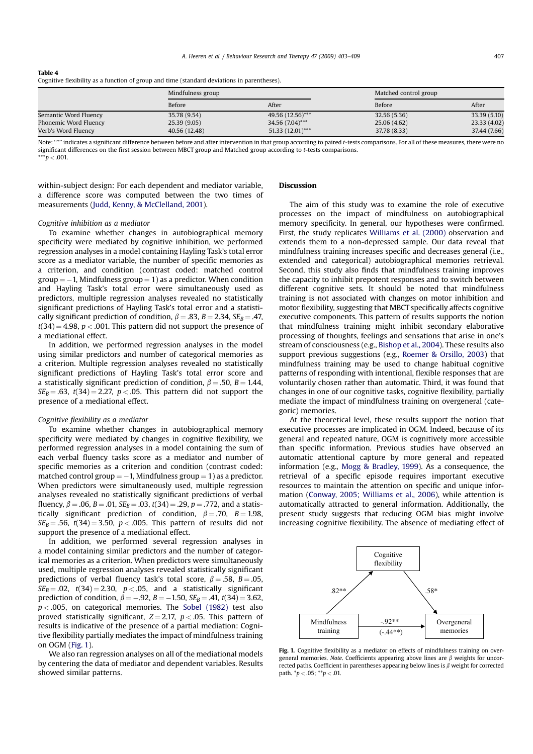**Table 4**
Cognitive flexibility as a function of group and time (standard deviations in parentheses).

| | Mindfulness group | | Matched control group | |
|---|---|---|---|---|
| | Before | After | Before | After |
| Semantic Word Fluency | 35.78 (9.54) | 49.56 (12.56)*** | 32.56 (5.36) | 33.39 (5.10) |
| Phonemic Word Fluency | 25.39 (9.05) | 34.56 (7.04)*** | 25.06 (4.62) | 23.33 (4.02) |
| Verb's Word Fluency | 40.56 (12.48) | 51.33 (12.01)*** | 37.78 (8.33) | 37.44 (7.66) |

Note: "*" indicates a significant difference between before and after intervention in that group according to paired *t*-tests comparisons. For all of these measures, there were no significant differences on the first session between MBCT group and Matched group according to *t*-tests comparisons.
***$p < .001$.

within-subject design: For each dependent and mediator variable, a difference score was computed between the two times of measurements (Judd, Kenny, & McClelland, 2001).

*Cognitive inhibition as a mediator*

To examine whether changes in autobiographical memory specificity were mediated by cognitive inhibition, we performed regression analyses in a model containing Hayling Task's total error score as a mediator variable, the number of specific memories as a criterion, and condition (contrast coded: matched control group = −1, Mindfulness group = 1) as a predictor. When condition and Hayling Task's total error were simultaneously used as predictors, multiple regression analyses revealed no statistically significant predictions of Hayling Task's total error and a statistically significant prediction of condition, $\beta = .83$, $B = 2.34$, $SE_B = .47$, $t(34) = 4.98$, $p < .001$. This pattern did not support the presence of a mediational effect.

In addition, we performed regression analyses in the model using similar predictors and number of categorical memories as a criterion. Multiple regression analyses revealed no statistically significant predictions of Hayling Task's total error score and a statistically significant prediction of condition, $\beta = .50$, $B = 1.44$, $SE_B = .63$, $t(34) = 2.27$, $p < .05$. This pattern did not support the presence of a mediational effect.

*Cognitive flexibility as a mediator*

To examine whether changes in autobiographical memory specificity were mediated by changes in cognitive flexibility, we performed regression analyses in a model containing the sum of each verbal fluency tasks score as a mediator and number of specific memories as a criterion and condition (contrast coded: matched control group = −1, Mindfulness group = 1) as a predictor. When predictors were simultaneously used, multiple regression analyses revealed no statistically significant predictions of verbal fluency, $\beta = .06$, $B = .01$, $SE_B = .03$, $t(34) = .29$, $p = .772$, and a statistically significant prediction of condition, $\beta = .70$, $B = 1.98$, $SE_B = .56$, $t(34) = 3.50$, $p < .005$. This pattern of results did not support the presence of a mediational effect.

In addition, we performed several regression analyses in a model containing similar predictors and the number of categorical memories as a criterion. When predictors were simultaneously used, multiple regression analyses revealed statistically significant predictions of verbal fluency task's total score, $\beta = .58$, $B = .05$, $SE_B = .02$, $t(34) = 2.30$, $p < .05$, and a statistically significant prediction of condition, $\beta = -.92$, $B = -1.50$, $SE_B = .41$, $t(34) = 3.62$, $p < .005$, on categorical memories. The Sobel (1982) test also proved statistically significant, $Z = 2.17$, $p < .05$. This pattern of results is indicative of the presence of a partial mediation: Cognitive flexibility partially mediates the impact of mindfulness training on OGM (Fig. 1).

We also ran regression analyses on all of the mediational models by centering the data of mediator and dependent variables. Results showed similar patterns.

## Discussion

The aim of this study was to examine the role of executive processes on the impact of mindfulness on autobiographical memory specificity. In general, our hypotheses were confirmed. First, the study replicates Williams et al. (2000) observation and extends them to a non-depressed sample. Our data reveal that mindfulness training increases specific and decreases general (i.e., extended and categorical) autobiographical memories retrieval. Second, this study also finds that mindfulness training improves the capacity to inhibit prepotent responses and to switch between different cognitive sets. It should be noted that mindfulness training is not associated with changes on motor inhibition and motor flexibility, suggesting that MBCT specifically affects cognitive executive components. This pattern of results supports the notion that mindfulness training might inhibit secondary elaborative processing of thoughts, feelings and sensations that arise in one's stream of consciousness (e.g., Bishop et al., 2004). These results also support previous suggestions (e.g., Roemer & Orsillo, 2003) that mindfulness training may be used to change habitual cognitive patterns of responding with intentional, flexible responses that are voluntarily chosen rather than automatic. Third, it was found that changes in one of our cognitive tasks, cognitive flexibility, partially mediate the impact of mindfulness training on overgeneral (categoric) memories.

At the theoretical level, these results support the notion that executive processes are implicated in OGM. Indeed, because of its general and repeated nature, OGM is cognitively more accessible than specific information. Previous studies have observed an automatic attentional capture by more general and repeated information (e.g., Mogg & Bradley, 1999). As a consequence, the retrieval of a specific episode requires important executive resources to maintain the attention on specific and unique information (Conway, 2005; Williams et al., 2006), while attention is automatically attracted to general information. Additionally, the present study suggests that reducing OGM bias might involve increasing cognitive flexibility. The absence of mediating effect of

**Fig. 1.** Cognitive flexibility as a mediator on effects of mindfulness training on overgeneral memories. *Note*. Coefficients appearing above lines are $\beta$ weights for uncorrected paths. Coefficient in parentheses appearing below lines is $\beta$ weight for corrected path. *$p < .05$; **$p < .01$.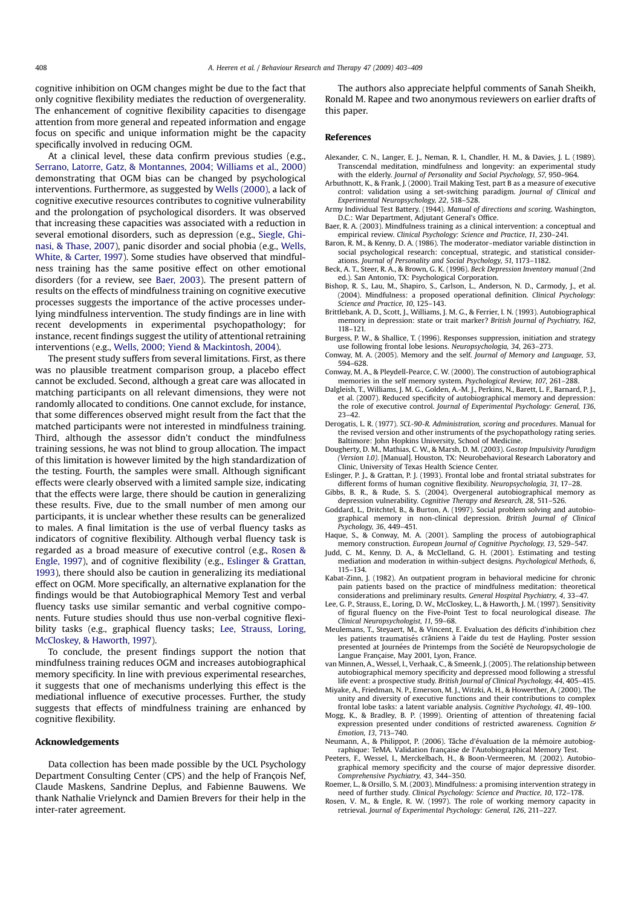cognitive inhibition on OGM changes might be due to the fact that only cognitive flexibility mediates the reduction of overgenerality. The enhancement of cognitive flexibility capacities to disengage attention from more general and repeated information and engage focus on specific and unique information might be the capacity specifically involved in reducing OGM.

At a clinical level, these data confirm previous studies (e.g., Serrano, Latorre, Gatz, & Montannes, 2004; Williams et al., 2000) demonstrating that OGM bias can be changed by psychological interventions. Furthermore, as suggested by Wells (2000), a lack of cognitive executive resources contributes to cognitive vulnerability and the prolongation of psychological disorders. It was observed that increasing these capacities was associated with a reduction in several emotional disorders, such as depression (e.g., Siegle, Ghinasi, & Thase, 2007), panic disorder and social phobia (e.g., Wells, White, & Carter, 1997). Some studies have observed that mindfulness training has the same positive effect on other emotional disorders (for a review, see Baer, 2003). The present pattern of results on the effects of mindfulness training on cognitive executive processes suggests the importance of the active processes underlying mindfulness intervention. The study findings are in line with recent developments in experimental psychopathology; for instance, recent findings suggest the utility of attentional retraining interventions (e.g., Wells, 2000; Yiend & Mackintosh, 2004).

The present study suffers from several limitations. First, as there was no plausible treatment comparison group, a placebo effect cannot be excluded. Second, although a great care was allocated in matching participants on all relevant dimensions, they were not randomly allocated to conditions. One cannot exclude, for instance, that some differences observed might result from the fact that the matched participants were not interested in mindfulness training. Third, although the assessor didn't conduct the mindfulness training sessions, he was not blind to group allocation. The impact of this limitation is however limited by the high standardization of the testing. Fourth, the samples were small. Although significant effects were clearly observed with a limited sample size, indicating that the effects were large, there should be caution in generalizing these results. Five, due to the small number of men among our participants, it is unclear whether these results can be generalized to males. A final limitation is the use of verbal fluency tasks as indicators of cognitive flexibility. Although verbal fluency task is regarded as a broad measure of executive control (e.g., Rosen & Engle, 1997), and of cognitive flexibility (e.g., Eslinger & Grattan, 1993), there should also be caution in generalizing its mediational effect on OGM. More specifically, an alternative explanation for the findings would be that Autobiographical Memory Test and verbal fluency tasks use similar semantic and verbal cognitive components. Future studies should thus use non-verbal cognitive flexibility tasks (e.g., graphical fluency tasks; Lee, Strauss, Loring, McCloskey, & Haworth, 1997).

To conclude, the present findings support the notion that mindfulness training reduces OGM and increases autobiographical memory specificity. In line with previous experimental researches, it suggests that one of mechanisms underlying this effect is the mediational influence of executive processes. Further, the study suggests that effects of mindfulness training are enhanced by cognitive flexibility.

## Acknowledgements

Data collection has been made possible by the UCL Psychology Department Consulting Center (CPS) and the help of François Nef, Claude Maskens, Sandrine Deplus, and Fabienne Bauwens. We thank Nathalie Vrielynck and Damien Brevers for their help in the inter-rater agreement.

The authors also appreciate helpful comments of Sanah Sheikh, Ronald M. Rapee and two anonymous reviewers on earlier drafts of this paper.

## References

Alexander, C. N., Langer, E. J., Neman, R. I., Chandler, H. M., & Davies, J. L. (1989). Transcendal meditation, mindfulness and longevity: an experimental study with the elderly. *Journal of Personality and Social Psychology, 57*, 950–964.

Arbuthnott, K., & Frank, J. (2000). Trail Making Test, part B as a measure of executive control: validation using a set-switching paradigm. *Journal of Clinical and Experimental Neuropsychology, 22*, 518–528.

Army Individual Test Battery. (1944). *Manual of directions and scoring*. Washington, D.C.: War Department, Adjutant General's Office.

Baer, R. A. (2003). Mindfulness training as a clinical intervention: a conceptual and empirical review. *Clinical Psychology: Science and Practice, 11*, 230–241.

Baron, R. M., & Kenny, D. A. (1986). The moderator–mediator variable distinction in social psychological research: conceptual, strategic, and statistical considerations. *Journal of Personality and Social Psychology, 51*, 1173–1182.

Beck, A. T., Steer, R. A., & Brown, G. K. (1996). *Beck Depression Inventory manual* (2nd ed.). San Antonio, TX: Psychological Corporation.

Bishop, R. S., Lau, M., Shapiro, S., Carlson, L., Anderson, N. D., Carmody, J., et al. (2004). Mindfulness: a proposed operational definition. *Clinical Psychology: Science and Practice, 10*, 125–143.

Brittlebank, A. D., Scott, J., Williams, J. M. G., & Ferrier, I. N. (1993). Autobiographical memory in depression: state or trait marker? *British Journal of Psychiatry, 162*, 118–121.

Burgess, P. W., & Shallice, T. (1996). Responses suppression, initiation and strategy use following frontal lobe lesions. *Neuropsychologia, 34*, 263–273.

Conway, M. A. (2005). Memory and the self. *Journal of Memory and Language, 53*, 594–628.

Conway, M. A., & Pleydell-Pearce, C. W. (2000). The construction of autobiographical memories in the self memory system. *Psychological Review, 107*, 261–288.

Dalgleish, T., Williams, J. M. G., Golden, A.-M. J., Perkins, N., Barett, L. F., Barnard, P. J., et al. (2007). Reduced specificity of autobiographical memory and depression: the role of executive control. *Journal of Experimental Psychology: General, 136*, 23–42.

Derogatis, L. R. (1977). *SCL-90-R. Administration, scoring and procedures*. Manual for the revised version and other instruments of the psychopathology rating series. Baltimore: John Hopkins University, School of Medicine.

Dougherty, D. M., Mathias, C. W., & Marsh, D. M. (2003). *Gostop Impulsivity Paradigm (Version 1.0)*. [Manual]. Houston, TX: Neurobehavioral Research Laboratory and Clinic, University of Texas Health Science Center.

Eslinger, P. J., & Grattan, P. J. (1993). Frontal lobe and frontal striatal substrates for different forms of human cognitive flexibility. *Neuropsychologia, 31*, 17–28.

Gibbs, B. R., & Rude, S. S. (2004). Overgeneral autobiographical memory as depression vulnerability. *Cognitive Therapy and Research, 28*, 511–526.

Goddard, L., Dritchtel, B., & Burton, A. (1997). Social problem solving and autobiographical memory in non-clinical depression. *British Journal of Clinical Psychology, 36*, 449–451.

Haque, S., & Conway, M. A. (2001). Sampling the process of autobiographical memory construction. *European Journal of Cognitive Psychology, 13*, 529–547.

Judd, C. M., Kenny, D. A., & McClelland, G. H. (2001). Estimating and testing mediation and moderation in within-subject designs. *Psychological Methods, 6*, 115–134.

Kabat-Zinn, J. (1982). An outpatient program in behavioral medicine for chronic pain patients based on the practice of mindfulness meditation: theoretical considerations and preliminary results. *General Hospital Psychiatry, 4*, 33–47.

Lee, G. P., Strauss, E., Loring, D. W., McCloskey, L., & Haworth, J. M. (1997). Sensitivity of figural fluency on the Five-Point Test to focal neurological disease. *The Clinical Neuropsychologist, 11*, 59–68.

Meulemans, T., Steyaert, M., & Vincent, E. Evaluation des déficits d'inhibition chez les patients traumatisés crâniens à l'aide du test de Hayling. Poster session presented at Journées de Printemps from the Société de Neuropsychologie de Langue Française, May 2001, Lyon, France.

van Minnen, A., Wessel, I., Verhaak, C., & Smeenk, J. (2005). The relationship between autobiographical memory specificity and depressed mood following a stressful life event: a prospective study. *British Journal of Clinical Psychology, 44*, 405–415.

Miyake, A., Friedman, N. P., Emerson, M. J., Witzki, A. H., & Howerther, A. (2000). The unity and diversity of executive functions and their contributions to complex frontal lobe tasks: a latent variable analysis. *Cognitive Psychology, 41*, 49–100.

Mogg, K., & Bradley, B. P. (1999). Orienting of attention of threatening facial expression presented under conditions of restricted awareness. *Cognition & Emotion, 13*, 713–740.

Neumann, A., & Philippot, P. (2006). Tâche d'évaluation de la mémoire autobiographique: TeMA. Validation française de l'Autobiographical Memory Test.

Peeters, F., Wessel, I., Merckelbach, H., & Boon-Vermeeren, M. (2002). Autobiographical memory specificity and the course of major depressive disorder. *Comprehensive Psychiatry, 43*, 344–350.

Roemer, L., & Orsillo, S. M. (2003). Mindfulness: a promising intervention strategy in need of further study. *Clinical Psychology: Science and Practice, 10*, 172–178.

Rosen, V. M., & Engle, R. W. (1997). The role of working memory capacity in retrieval. *Journal of Experimental Psychology: General, 126*, 211–227.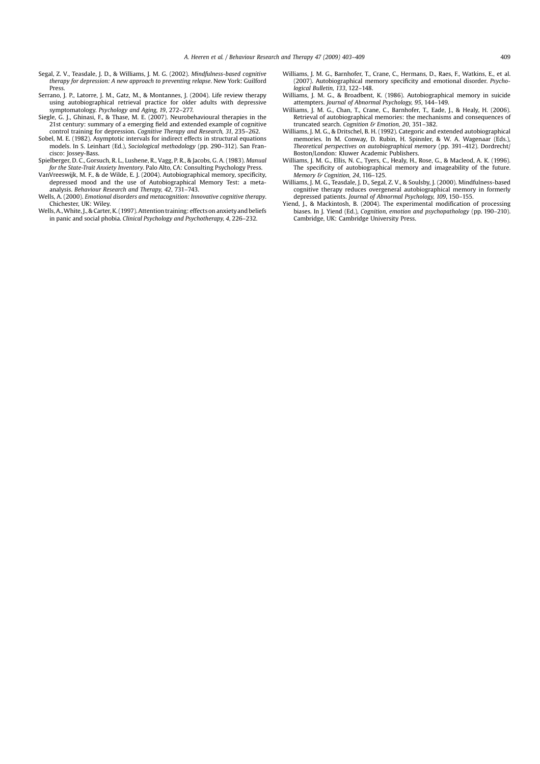Segal, Z. V., Teasdale, J. D., & Williams, J. M. G. (2002). *Mindfulness-based cognitive therapy for depression: A new approach to preventing relapse*. New York: Guilford Press.

Serrano, J. P., Latorre, J. M., Gatz, M., & Montannes, J. (2004). Life review therapy using autobiographical retrieval practice for older adults with depressive symptomatology. *Psychology and Aging, 19*, 272–277.

Siegle, G. J., Ghinasi, F., & Thase, M. E. (2007). Neurobehavioural therapies in the 21st century: summary of a emerging field and extended example of cognitive control training for depression. *Cognitive Therapy and Research, 31*, 235–262.

Sobel, M. E. (1982). Asymptotic intervals for indirect effects in structural equations models. In S. Leinhart (Ed.), *Sociological methodology* (pp. 290–312). San Francisco: Jossey-Bass.

Spielberger, D. C., Gorsuch, R. L., Lushene, R., Vagg, P. R., & Jacobs, G. A. (1983). *Manual for the State-Trait Anxiety Inventory*. Palo Alto, CA: Consulting Psychology Press.

VanVreeswijk, M. F., & de Wilde, E. J. (2004). Autobiographical memory, specificity, depressed mood and the use of Autobiographical Memory Test: a meta-analysis. *Behaviour Research and Therapy, 42*, 731–743.

Wells, A. (2000). *Emotional disorders and metacognition: Innovative cognitive therapy*. Chichester, UK: Wiley.

Wells, A., White, J., & Carter, K. (1997). Attention training: effects on anxiety and beliefs in panic and social phobia. *Clinical Psychology and Psychotherapy, 4*, 226–232.

Williams, J. M. G., Barnhofer, T., Crane, C., Hermans, D., Raes, F., Watkins, E., et al. (2007). Autobiographical memory specificity and emotional disorder. *Psychological Bulletin, 133*, 122–148.

Williams, J. M. G., & Broadbent, K. (1986). Autobiographical memory in suicide attempters. *Journal of Abnormal Psychology, 95*, 144–149.

Williams, J. M. G., Chan, T., Crane, C., Barnhofer, T., Eade, J., & Healy, H. (2006). Retrieval of autobiographical memories: the mechanisms and consequences of truncated search. *Cognition & Emotion, 20*, 351–382.

Williams, J. M. G., & Dritschel, B. H. (1992). Categoric and extended autobiographical memories. In M. Conway, D. Rubin, H. Spinnler, & W. A. Wagenaar (Eds.), *Theoretical perspectives on autobiographical memory* (pp. 391–412). Dordrecht/Boston/London: Kluwer Academic Publishers.

Williams, J. M. G., Ellis, N. C., Tyers, C., Healy, H., Rose, G., & Macleod, A. K. (1996). The specificity of autobiographical memory and imageability of the future. *Memory & Cognition, 24*, 116–125.

Williams, J. M. G., Teasdale, J. D., Segal, Z. V., & Soulsby, J. (2000). Mindfulness-based cognitive therapy reduces overgeneral autobiographical memory in formerly depressed patients. *Journal of Abnormal Psychology, 109*, 150–155.

Yiend, J., & Mackintosh, B. (2004). The experimental modification of processing biases. In J. Yiend (Ed.), *Cognition, emotion and psychopathology* (pp. 190–210). Cambridge, UK: Cambridge University Press.